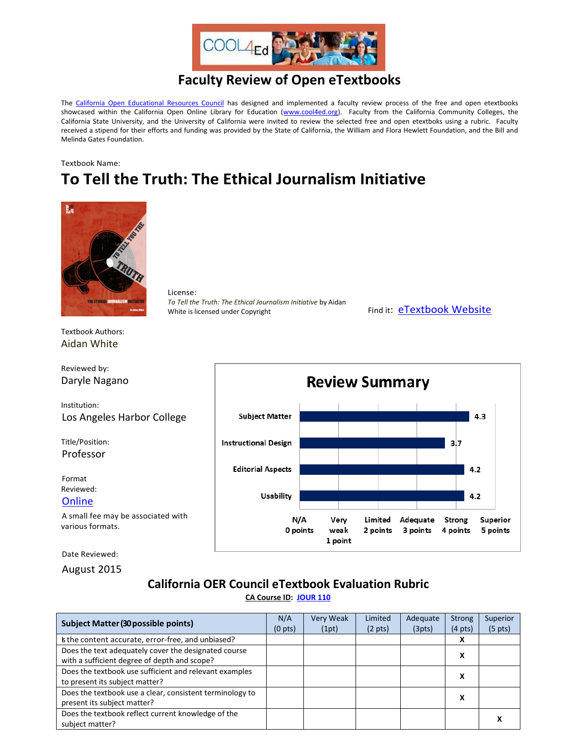# Faculty Review of Open eTextbooks

The California Open Educational Resources Council has designed and implemented a faculty review process of the free and open etextbooks showcased within the California Open Online Library for Education (www.cool4ed.org). Faculty from the California Community Colleges, the California State University, and the University of California were invited to review the selected free and open etextboks using a rubric. Faculty received a stipend for their efforts and funding was provided by the State of California, the William and Flora Hewlett Foundation, and the Bill and Melinda Gates Foundation.

Textbook Name:

## To Tell the Truth: The Ethical Journalism Initiative

License:
*To Tell the Truth: The Ethical Journalism Initiative* by Aidan White is licensed under Copyright

Find it: eTextbook Website

Textbook Authors:
Aidan White

Reviewed by:
Daryle Nagano

Institution:
Los Angeles Harbor College

Title/Position:
Professor

Format Reviewed:
Online

A small fee may be associated with various formats.

Date Reviewed:
August 2015

### Review Summary

| Category | Score |
|---|---|
| Subject Matter | 4.3 |
| Instructional Design | 3.7 |
| Editorial Aspects | 4.2 |
| Usability | 4.2 |

Scale: N/A 0 points; Very weak 1 point; Limited 2 points; Adequate 3 points; Strong 4 points; Superior 5 points

## California OER Council eTextbook Evaluation Rubric

**CA Course ID: JOUR 110**

| Subject Matter (30 possible points) | N/A (0 pts) | Very Weak (1pt) | Limited (2 pts) | Adequate (3pts) | Strong (4 pts) | Superior (5 pts) |
|---|---|---|---|---|---|---|
| Is the content accurate, error-free, and unbiased? | | | | | X | |
| Does the text adequately cover the designated course with a sufficient degree of depth and scope? | | | | | X | |
| Does the textbook use sufficient and relevant examples to present its subject matter? | | | | | X | |
| Does the textbook use a clear, consistent terminology to present its subject matter? | | | | | X | |
| Does the textbook reflect current knowledge of the subject matter? | | | | | | X |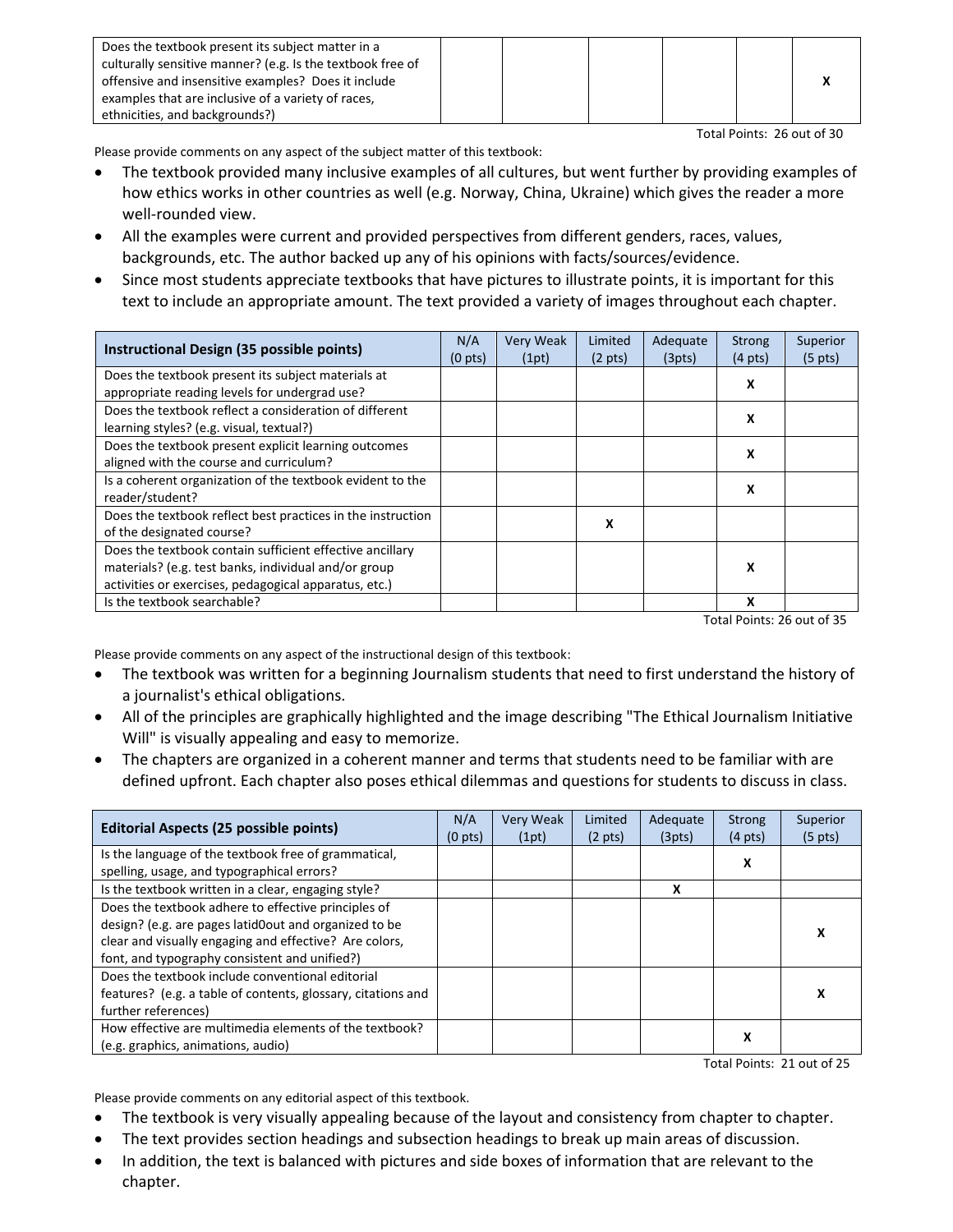| Does the textbook present its subject matter in a culturally sensitive manner? (e.g. Is the textbook free of offensive and insensitive examples? Does it include examples that are inclusive of a variety of races, ethnicities, and backgrounds?) | | | | | | X |
|---|---|---|---|---|---|---|

Total Points: 26 out of 30

Please provide comments on any aspect of the subject matter of this textbook:

- The textbook provided many inclusive examples of all cultures, but went further by providing examples of how ethics works in other countries as well (e.g. Norway, China, Ukraine) which gives the reader a more well-rounded view.
- All the examples were current and provided perspectives from different genders, races, values, backgrounds, etc. The author backed up any of his opinions with facts/sources/evidence.
- Since most students appreciate textbooks that have pictures to illustrate points, it is important for this text to include an appropriate amount. The text provided a variety of images throughout each chapter.

| **Instructional Design (35 possible points)** | N/A (0 pts) | Very Weak (1pt) | Limited (2 pts) | Adequate (3pts) | Strong (4 pts) | Superior (5 pts) |
|---|---|---|---|---|---|---|
| Does the textbook present its subject materials at appropriate reading levels for undergrad use? | | | | | X | |
| Does the textbook reflect a consideration of different learning styles? (e.g. visual, textual?) | | | | | X | |
| Does the textbook present explicit learning outcomes aligned with the course and curriculum? | | | | | X | |
| Is a coherent organization of the textbook evident to the reader/student? | | | | | X | |
| Does the textbook reflect best practices in the instruction of the designated course? | | | X | | | |
| Does the textbook contain sufficient effective ancillary materials? (e.g. test banks, individual and/or group activities or exercises, pedagogical apparatus, etc.) | | | | | X | |
| Is the textbook searchable? | | | | | X | |

Total Points: 26 out of 35

Please provide comments on any aspect of the instructional design of this textbook:

- The textbook was written for a beginning Journalism students that need to first understand the history of a journalist's ethical obligations.
- All of the principles are graphically highlighted and the image describing "The Ethical Journalism Initiative Will" is visually appealing and easy to memorize.
- The chapters are organized in a coherent manner and terms that students need to be familiar with are defined upfront. Each chapter also poses ethical dilemmas and questions for students to discuss in class.

| **Editorial Aspects (25 possible points)** | N/A (0 pts) | Very Weak (1pt) | Limited (2 pts) | Adequate (3pts) | Strong (4 pts) | Superior (5 pts) |
|---|---|---|---|---|---|---|
| Is the language of the textbook free of grammatical, spelling, usage, and typographical errors? | | | | | X | |
| Is the textbook written in a clear, engaging style? | | | | X | | |
| Does the textbook adhere to effective principles of design? (e.g. are pages latid0out and organized to be clear and visually engaging and effective? Are colors, font, and typography consistent and unified?) | | | | | | X |
| Does the textbook include conventional editorial features? (e.g. a table of contents, glossary, citations and further references) | | | | | | X |
| How effective are multimedia elements of the textbook? (e.g. graphics, animations, audio) | | | | | X | |

Total Points: 21 out of 25

Please provide comments on any editorial aspect of this textbook.

- The textbook is very visually appealing because of the layout and consistency from chapter to chapter.
- The text provides section headings and subsection headings to break up main areas of discussion.
- In addition, the text is balanced with pictures and side boxes of information that are relevant to the chapter.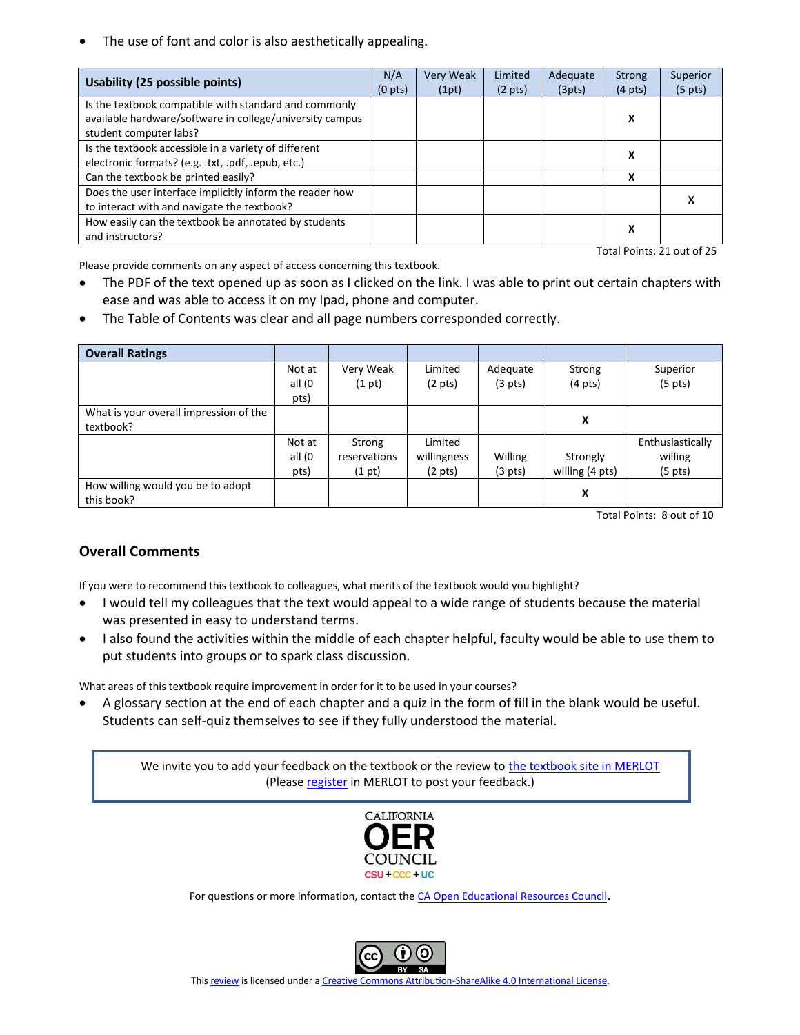- The use of font and color is also aesthetically appealing.

| Usability (25 possible points) | N/A (0 pts) | Very Weak (1pt) | Limited (2 pts) | Adequate (3pts) | Strong (4 pts) | Superior (5 pts) |
|---|---|---|---|---|---|---|
| Is the textbook compatible with standard and commonly available hardware/software in college/university campus student computer labs? | | | | | X | |
| Is the textbook accessible in a variety of different electronic formats? (e.g. .txt, .pdf, .epub, etc.) | | | | | X | |
| Can the textbook be printed easily? | | | | | X | |
| Does the user interface implicitly inform the reader how to interact with and navigate the textbook? | | | | | | X |
| How easily can the textbook be annotated by students and instructors? | | | | | X | |

Total Points: 21 out of 25

Please provide comments on any aspect of access concerning this textbook.

- The PDF of the text opened up as soon as I clicked on the link. I was able to print out certain chapters with ease and was able to access it on my Ipad, phone and computer.
- The Table of Contents was clear and all page numbers corresponded correctly.

| Overall Ratings | | | | | | |
|---|---|---|---|---|---|---|
| | Not at all (0 pts) | Very Weak (1 pt) | Limited (2 pts) | Adequate (3 pts) | Strong (4 pts) | Superior (5 pts) |
| What is your overall impression of the textbook? | | | | | X | |
| | Not at all (0 pts) | Strong reservations (1 pt) | Limited willingness (2 pts) | Willing (3 pts) | Strongly willing (4 pts) | Enthusiastically willing (5 pts) |
| How willing would you be to adopt this book? | | | | | X | |

Total Points: 8 out of 10

## Overall Comments

If you were to recommend this textbook to colleagues, what merits of the textbook would you highlight?

- I would tell my colleagues that the text would appeal to a wide range of students because the material was presented in easy to understand terms.
- I also found the activities within the middle of each chapter helpful, faculty would be able to use them to put students into groups or to spark class discussion.

What areas of this textbook require improvement in order for it to be used in your courses?

- A glossary section at the end of each chapter and a quiz in the form of fill in the blank would be useful. Students can self-quiz themselves to see if they fully understood the material.

We invite you to add your feedback on the textbook or the review to the textbook site in MERLOT
(Please register in MERLOT to post your feedback.)

CALIFORNIA OER COUNCIL
CSU + CCC + UC

For questions or more information, contact the CA Open Educational Resources Council.

This review is licensed under a Creative Commons Attribution-ShareAlike 4.0 International License.